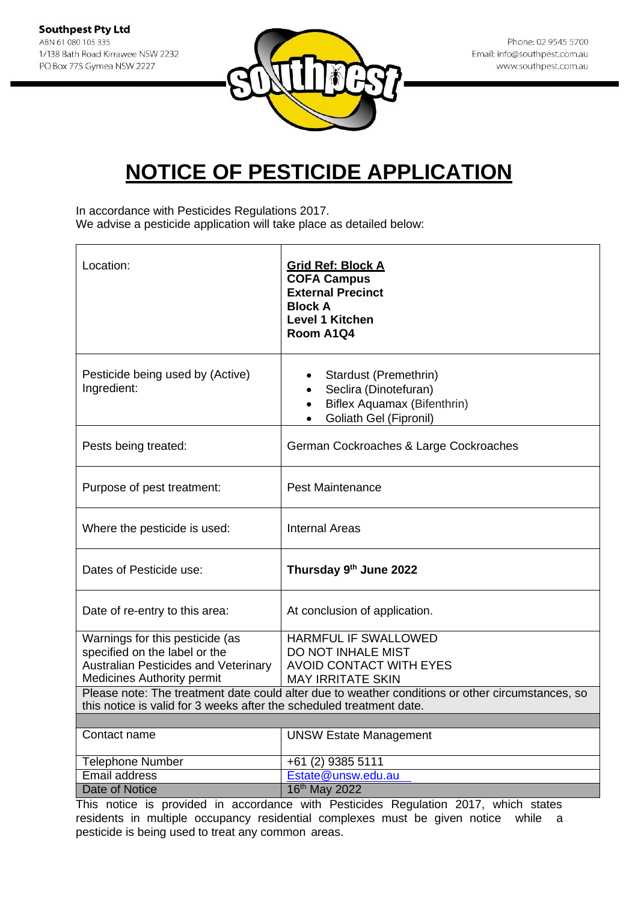**Southpest Pty Ltd**
ABN 61 080 105 335
1/138 Bath Road Kirrawee NSW 2232
PO Box 775 Gymea NSW 2227

Phone: 02 9545 5700
Email: info@southpest.com.au
www.southpest.com.au

# NOTICE OF PESTICIDE APPLICATION

In accordance with Pesticides Regulations 2017.
We advise a pesticide application will take place as detailed below:

| | |
|---|---|
| Location: | **Grid Ref: Block A**<br>**COFA Campus**<br>**External Precinct**<br>**Block A**<br>**Level 1 Kitchen**<br>**Room A1Q4** |
| Pesticide being used by (Active) Ingredient: | • Stardust (Premethrin)<br>• Seclira (Dinotefuran)<br>• Biflex Aquamax (Bifenthrin)<br>• Goliath Gel (Fipronil) |
| Pests being treated: | German Cockroaches & Large Cockroaches |
| Purpose of pest treatment: | Pest Maintenance |
| Where the pesticide is used: | Internal Areas |
| Dates of Pesticide use: | **Thursday 9th June 2022** |
| Date of re-entry to this area: | At conclusion of application. |
| Warnings for this pesticide (as specified on the label or the Australian Pesticides and Veterinary Medicines Authority permit | HARMFUL IF SWALLOWED<br>DO NOT INHALE MIST<br>AVOID CONTACT WITH EYES<br>MAY IRRITATE SKIN |
| Please note: The treatment date could alter due to weather conditions or other circumstances, so this notice is valid for 3 weeks after the scheduled treatment date. | |
| | |
| Contact name | UNSW Estate Management |
| Telephone Number | +61 (2) 9385 5111 |
| Email address | Estate@unsw.edu.au |
| Date of Notice | 16th May 2022 |

This notice is provided in accordance with Pesticides Regulation 2017, which states residents in multiple occupancy residential complexes must be given notice while a pesticide is being used to treat any common areas.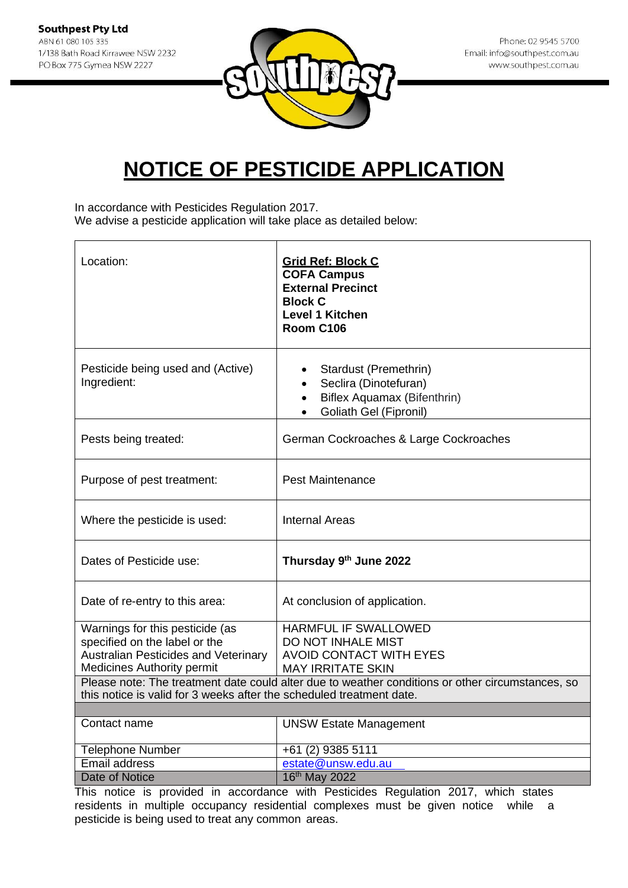**Southpest Pty Ltd**
ABN 61 080 105 335
1/138 Bath Road Kirrawee NSW 2232
PO Box 775 Gymea NSW 2227

Phone: 02 9545 5700
Email: info@southpest.com.au
www.southpest.com.au

# NOTICE OF PESTICIDE APPLICATION

In accordance with Pesticides Regulation 2017.
We advise a pesticide application will take place as detailed below:

| | |
|---|---|
| Location: | **Grid Ref: Block C**<br>**COFA Campus**<br>**External Precinct**<br>**Block C**<br>**Level 1 Kitchen**<br>**Room C106** |
| Pesticide being used and (Active) Ingredient: | • Stardust (Premethrin)<br>• Seclira (Dinotefuran)<br>• Biflex Aquamax (Bifenthrin)<br>• Goliath Gel (Fipronil) |
| Pests being treated: | German Cockroaches & Large Cockroaches |
| Purpose of pest treatment: | Pest Maintenance |
| Where the pesticide is used: | Internal Areas |
| Dates of Pesticide use: | **Thursday 9th June 2022** |
| Date of re-entry to this area: | At conclusion of application. |
| Warnings for this pesticide (as specified on the label or the Australian Pesticides and Veterinary Medicines Authority permit | HARMFUL IF SWALLOWED<br>DO NOT INHALE MIST<br>AVOID CONTACT WITH EYES<br>MAY IRRITATE SKIN |
| Please note: The treatment date could alter due to weather conditions or other circumstances, so this notice is valid for 3 weeks after the scheduled treatment date. | |
| | |
| Contact name | UNSW Estate Management |
| Telephone Number | +61 (2) 9385 5111 |
| Email address | estate@unsw.edu.au |
| Date of Notice | 16th May 2022 |

This notice is provided in accordance with Pesticides Regulation 2017, which states residents in multiple occupancy residential complexes must be given notice while a pesticide is being used to treat any common areas.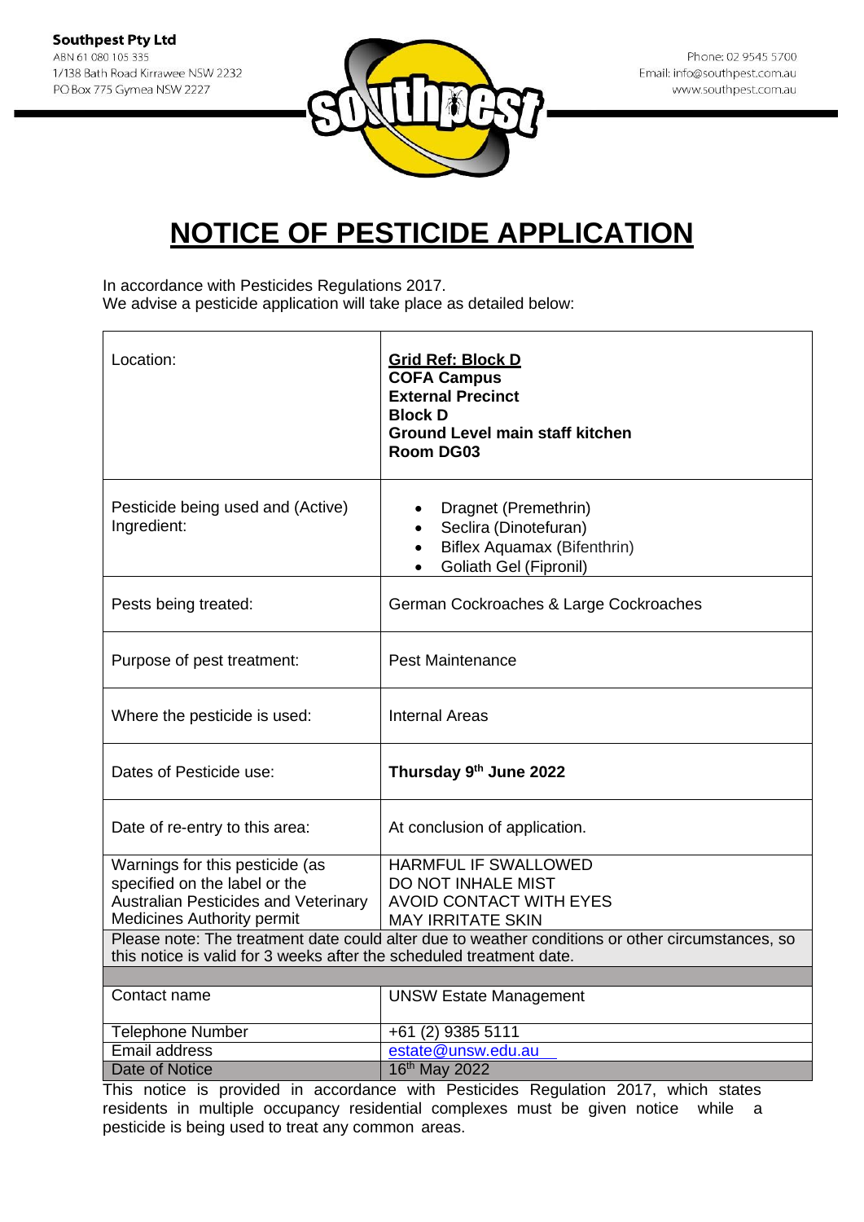**Southpest Pty Ltd**
ABN 61 080 105 335
1/138 Bath Road Kirrawee NSW 2232
PO Box 775 Gymea NSW 2227

Phone: 02 9545 5700
Email: info@southpest.com.au
www.southpest.com.au

# NOTICE OF PESTICIDE APPLICATION

In accordance with Pesticides Regulations 2017.
We advise a pesticide application will take place as detailed below:

| | |
|---|---|
| Location: | **Grid Ref: Block D**<br>**COFA Campus**<br>**External Precinct**<br>**Block D**<br>**Ground Level main staff kitchen**<br>**Room DG03** |
| Pesticide being used and (Active) Ingredient: | • Dragnet (Premethrin)<br>• Seclira (Dinotefuran)<br>• Biflex Aquamax (Bifenthrin)<br>• Goliath Gel (Fipronil) |
| Pests being treated: | German Cockroaches & Large Cockroaches |
| Purpose of pest treatment: | Pest Maintenance |
| Where the pesticide is used: | Internal Areas |
| Dates of Pesticide use: | **Thursday 9th June 2022** |
| Date of re-entry to this area: | At conclusion of application. |
| Warnings for this pesticide (as specified on the label or the Australian Pesticides and Veterinary Medicines Authority permit | HARMFUL IF SWALLOWED<br>DO NOT INHALE MIST<br>AVOID CONTACT WITH EYES<br>MAY IRRITATE SKIN |
| Please note: The treatment date could alter due to weather conditions or other circumstances, so this notice is valid for 3 weeks after the scheduled treatment date. | |
| | |
| Contact name | UNSW Estate Management |
| Telephone Number | +61 (2) 9385 5111 |
| Email address | estate@unsw.edu.au |
| Date of Notice | 16th May 2022 |

This notice is provided in accordance with Pesticides Regulation 2017, which states residents in multiple occupancy residential complexes must be given notice while a pesticide is being used to treat any common areas.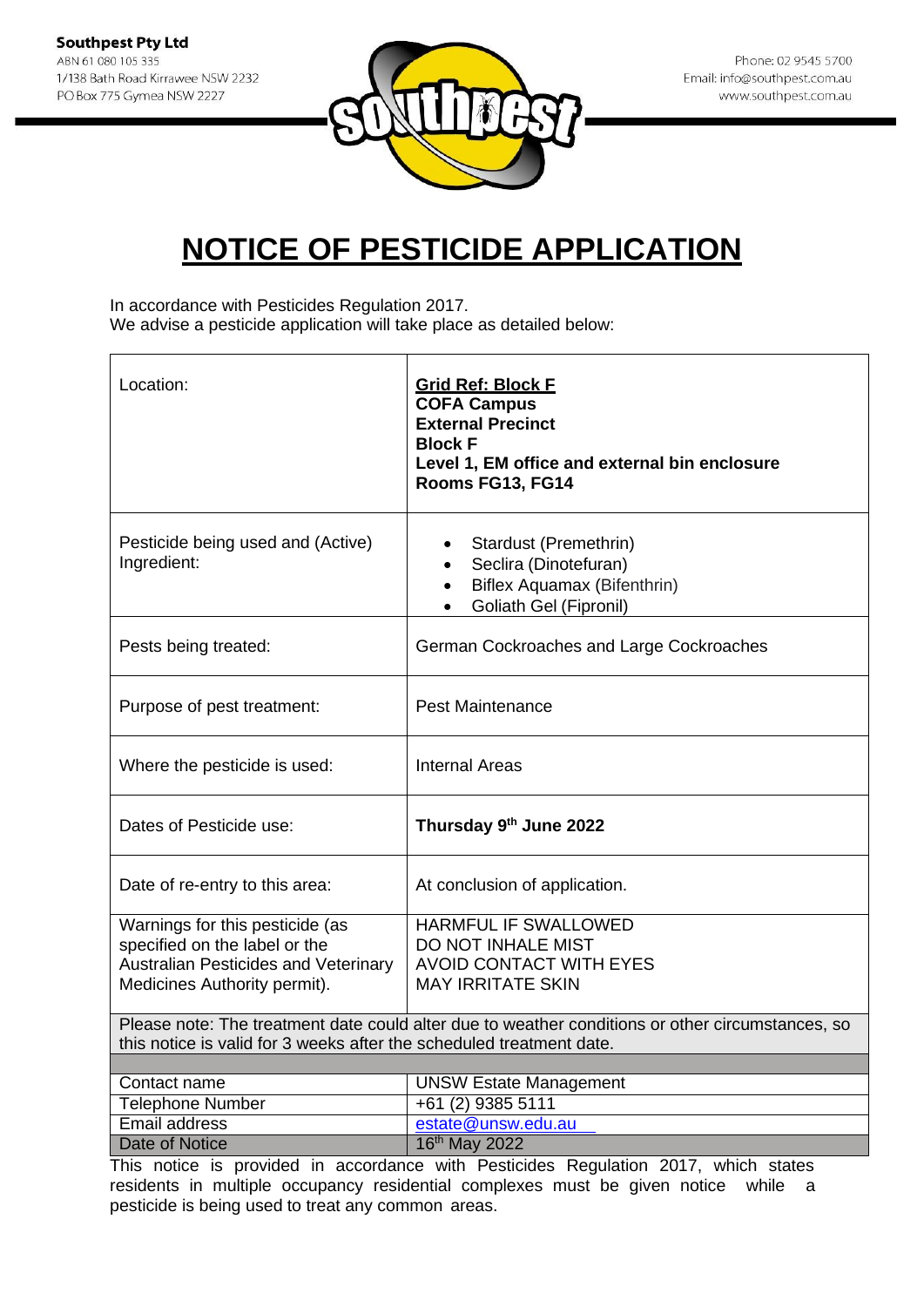**Southpest Pty Ltd**
ABN 61 080 105 335
1/138 Bath Road Kirrawee NSW 2232
PO Box 775 Gymea NSW 2227

Phone: 02 9545 5700
Email: info@southpest.com.au
www.southpest.com.au

# NOTICE OF PESTICIDE APPLICATION

In accordance with Pesticides Regulation 2017.
We advise a pesticide application will take place as detailed below:

| | |
|---|---|
| Location: | **Grid Ref: Block F**<br>**COFA Campus**<br>**External Precinct**<br>**Block F**<br>**Level 1, EM office and external bin enclosure**<br>**Rooms FG13, FG14** |
| Pesticide being used and (Active) Ingredient: | • Stardust (Premethrin)<br>• Seclira (Dinotefuran)<br>• Biflex Aquamax (Bifenthrin)<br>• Goliath Gel (Fipronil) |
| Pests being treated: | German Cockroaches and Large Cockroaches |
| Purpose of pest treatment: | Pest Maintenance |
| Where the pesticide is used: | Internal Areas |
| Dates of Pesticide use: | **Thursday 9th June 2022** |
| Date of re-entry to this area: | At conclusion of application. |
| Warnings for this pesticide (as specified on the label or the Australian Pesticides and Veterinary Medicines Authority permit). | HARMFUL IF SWALLOWED<br>DO NOT INHALE MIST<br>AVOID CONTACT WITH EYES<br>MAY IRRITATE SKIN |
| Please note: The treatment date could alter due to weather conditions or other circumstances, so this notice is valid for 3 weeks after the scheduled treatment date. | |
| | |
| Contact name | UNSW Estate Management |
| Telephone Number | +61 (2) 9385 5111 |
| Email address | estate@unsw.edu.au |
| Date of Notice | 16th May 2022 |

This notice is provided in accordance with Pesticides Regulation 2017, which states residents in multiple occupancy residential complexes must be given notice while a pesticide is being used to treat any common areas.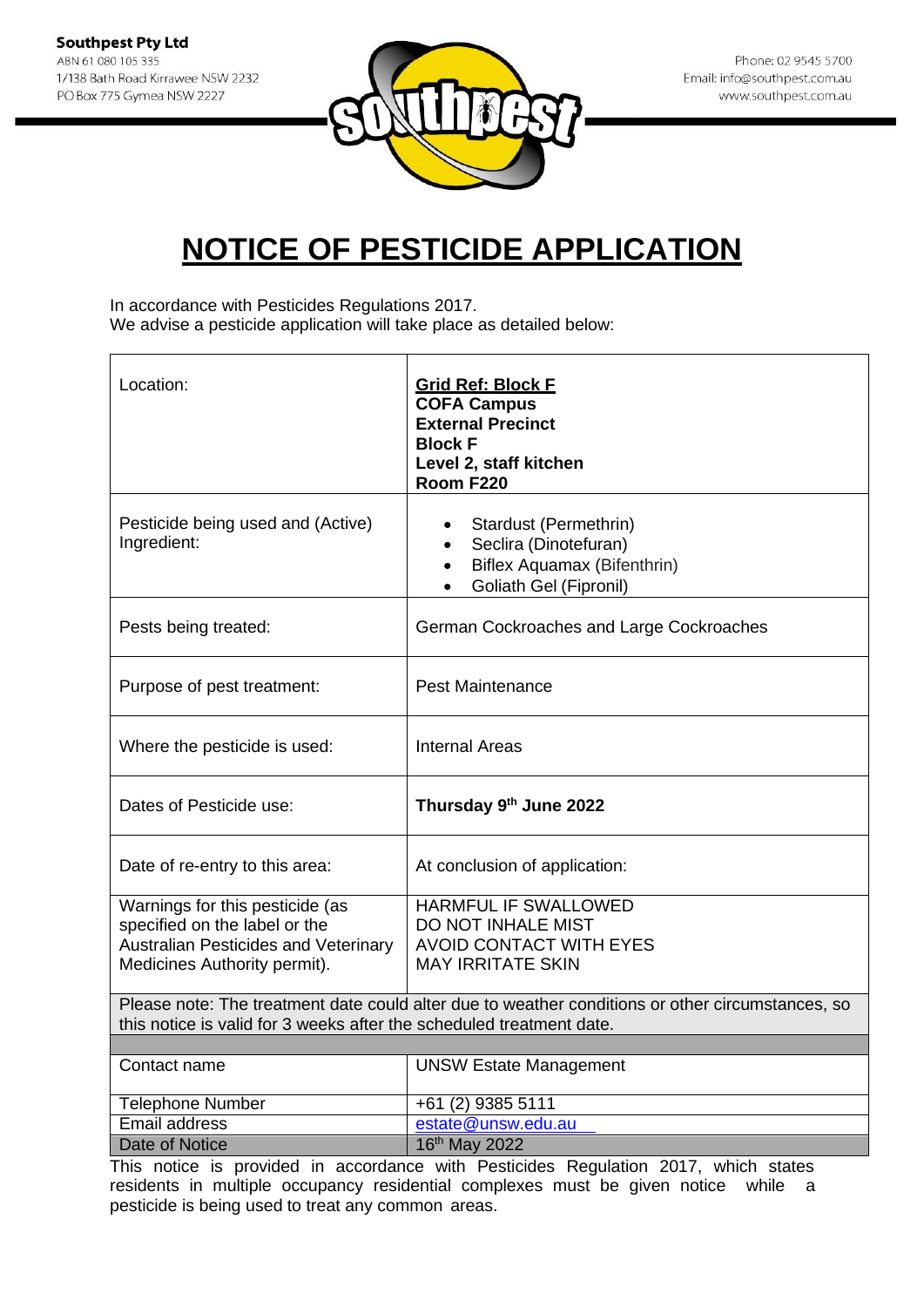**Southpest Pty Ltd**
ABN 61 080 105 335
1/138 Bath Road Kirrawee NSW 2232
PO Box 775 Gymea NSW 2227

Phone: 02 9545 5700
Email: info@southpest.com.au
www.southpest.com.au

# NOTICE OF PESTICIDE APPLICATION

In accordance with Pesticides Regulations 2017.
We advise a pesticide application will take place as detailed below:

| Location: | **Grid Ref: Block F**<br>**COFA Campus**<br>**External Precinct**<br>**Block F**<br>**Level 2, staff kitchen**<br>**Room F220** |
|---|---|
| Pesticide being used and (Active) Ingredient: | • Stardust (Permethrin)<br>• Seclira (Dinotefuran)<br>• Biflex Aquamax (Bifenthrin)<br>• Goliath Gel (Fipronil) |
| Pests being treated: | German Cockroaches and Large Cockroaches |
| Purpose of pest treatment: | Pest Maintenance |
| Where the pesticide is used: | Internal Areas |
| Dates of Pesticide use: | **Thursday 9th June 2022** |
| Date of re-entry to this area: | At conclusion of application: |
| Warnings for this pesticide (as specified on the label or the Australian Pesticides and Veterinary Medicines Authority permit). | HARMFUL IF SWALLOWED<br>DO NOT INHALE MIST<br>AVOID CONTACT WITH EYES<br>MAY IRRITATE SKIN |
| Please note: The treatment date could alter due to weather conditions or other circumstances, so this notice is valid for 3 weeks after the scheduled treatment date. | |
| Contact name | UNSW Estate Management |
| Telephone Number | +61 (2) 9385 5111 |
| Email address | estate@unsw.edu.au |
| Date of Notice | 16th May 2022 |

This notice is provided in accordance with Pesticides Regulation 2017, which states residents in multiple occupancy residential complexes must be given notice while a pesticide is being used to treat any common areas.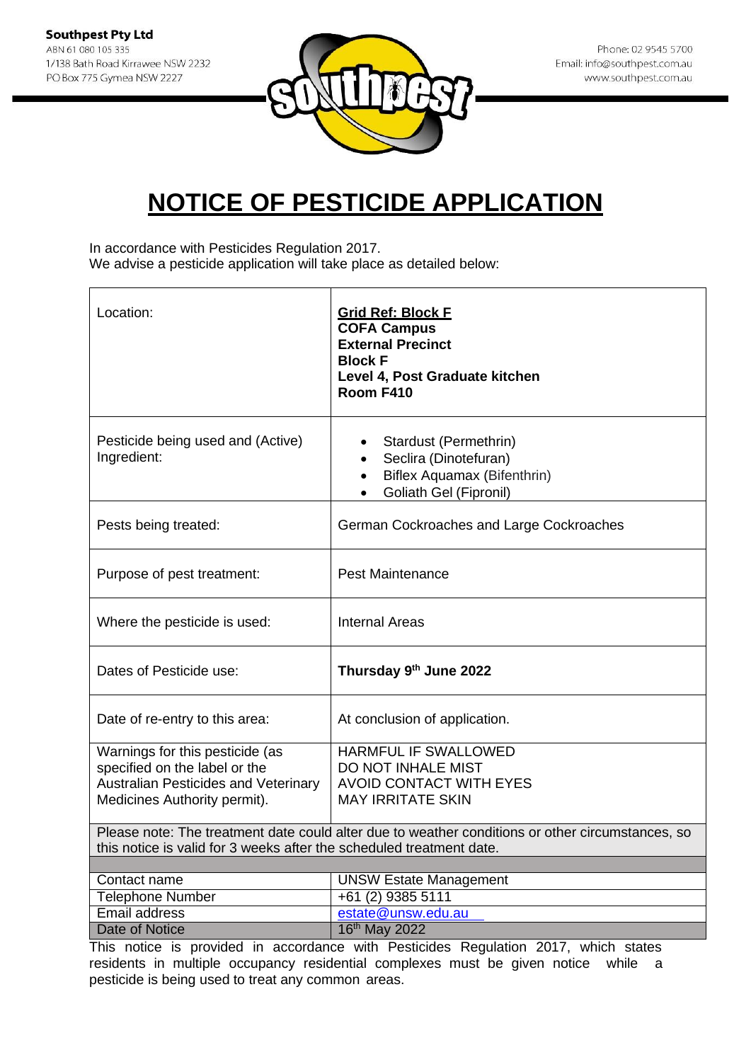**Southpest Pty Ltd**
ABN 61 080 105 335
1/138 Bath Road Kirrawee NSW 2232
PO Box 775 Gymea NSW 2227

Phone: 02 9545 5700
Email: info@southpest.com.au
www.southpest.com.au

# NOTICE OF PESTICIDE APPLICATION

In accordance with Pesticides Regulation 2017.
We advise a pesticide application will take place as detailed below:

| | |
|---|---|
| Location: | **Grid Ref: Block F**<br>**COFA Campus**<br>**External Precinct**<br>**Block F**<br>**Level 4, Post Graduate kitchen**<br>**Room F410** |
| Pesticide being used and (Active) Ingredient: | • Stardust (Permethrin)<br>• Seclira (Dinotefuran)<br>• Biflex Aquamax (Bifenthrin)<br>• Goliath Gel (Fipronil) |
| Pests being treated: | German Cockroaches and Large Cockroaches |
| Purpose of pest treatment: | Pest Maintenance |
| Where the pesticide is used: | Internal Areas |
| Dates of Pesticide use: | **Thursday 9th June 2022** |
| Date of re-entry to this area: | At conclusion of application. |
| Warnings for this pesticide (as specified on the label or the Australian Pesticides and Veterinary Medicines Authority permit). | HARMFUL IF SWALLOWED<br>DO NOT INHALE MIST<br>AVOID CONTACT WITH EYES<br>MAY IRRITATE SKIN |

Please note: The treatment date could alter due to weather conditions or other circumstances, so this notice is valid for 3 weeks after the scheduled treatment date.

| | |
|---|---|
| Contact name | UNSW Estate Management |
| Telephone Number | +61 (2) 9385 5111 |
| Email address | estate@unsw.edu.au |
| Date of Notice | 16th May 2022 |

This notice is provided in accordance with Pesticides Regulation 2017, which states residents in multiple occupancy residential complexes must be given notice while a pesticide is being used to treat any common areas.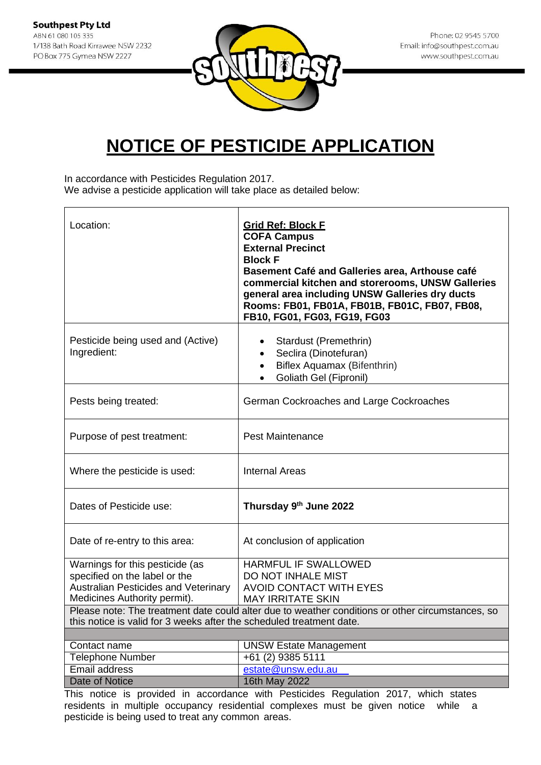**Southpest Pty Ltd**
ABN 61 080 105 335
1/138 Bath Road Kirrawee NSW 2232
PO Box 775 Gymea NSW 2227

Phone: 02 9545 5700
Email: info@southpest.com.au
www.southpest.com.au

# NOTICE OF PESTICIDE APPLICATION

In accordance with Pesticides Regulation 2017.
We advise a pesticide application will take place as detailed below:

| | |
|---|---|
| Location: | **Grid Ref: Block F**<br>**COFA Campus**<br>**External Precinct**<br>**Block F**<br>**Basement Café and Galleries area, Arthouse café commercial kitchen and storerooms, UNSW Galleries general area including UNSW Galleries dry ducts Rooms: FB01, FB01A, FB01B, FB01C, FB07, FB08, FB10, FG01, FG03, FG19, FG03** |
| Pesticide being used and (Active) Ingredient: | • Stardust (Premethrin)<br>• Seclira (Dinotefuran)<br>• Biflex Aquamax (Bifenthrin)<br>• Goliath Gel (Fipronil) |
| Pests being treated: | German Cockroaches and Large Cockroaches |
| Purpose of pest treatment: | Pest Maintenance |
| Where the pesticide is used: | Internal Areas |
| Dates of Pesticide use: | **Thursday 9th June 2022** |
| Date of re-entry to this area: | At conclusion of application |
| Warnings for this pesticide (as specified on the label or the Australian Pesticides and Veterinary Medicines Authority permit). | HARMFUL IF SWALLOWED<br>DO NOT INHALE MIST<br>AVOID CONTACT WITH EYES<br>MAY IRRITATE SKIN |
| Please note: The treatment date could alter due to weather conditions or other circumstances, so this notice is valid for 3 weeks after the scheduled treatment date. | |
| | |
| Contact name | UNSW Estate Management |
| Telephone Number | +61 (2) 9385 5111 |
| Email address | estate@unsw.edu.au |
| Date of Notice | 16th May 2022 |

This notice is provided in accordance with Pesticides Regulation 2017, which states residents in multiple occupancy residential complexes must be given notice while a pesticide is being used to treat any common areas.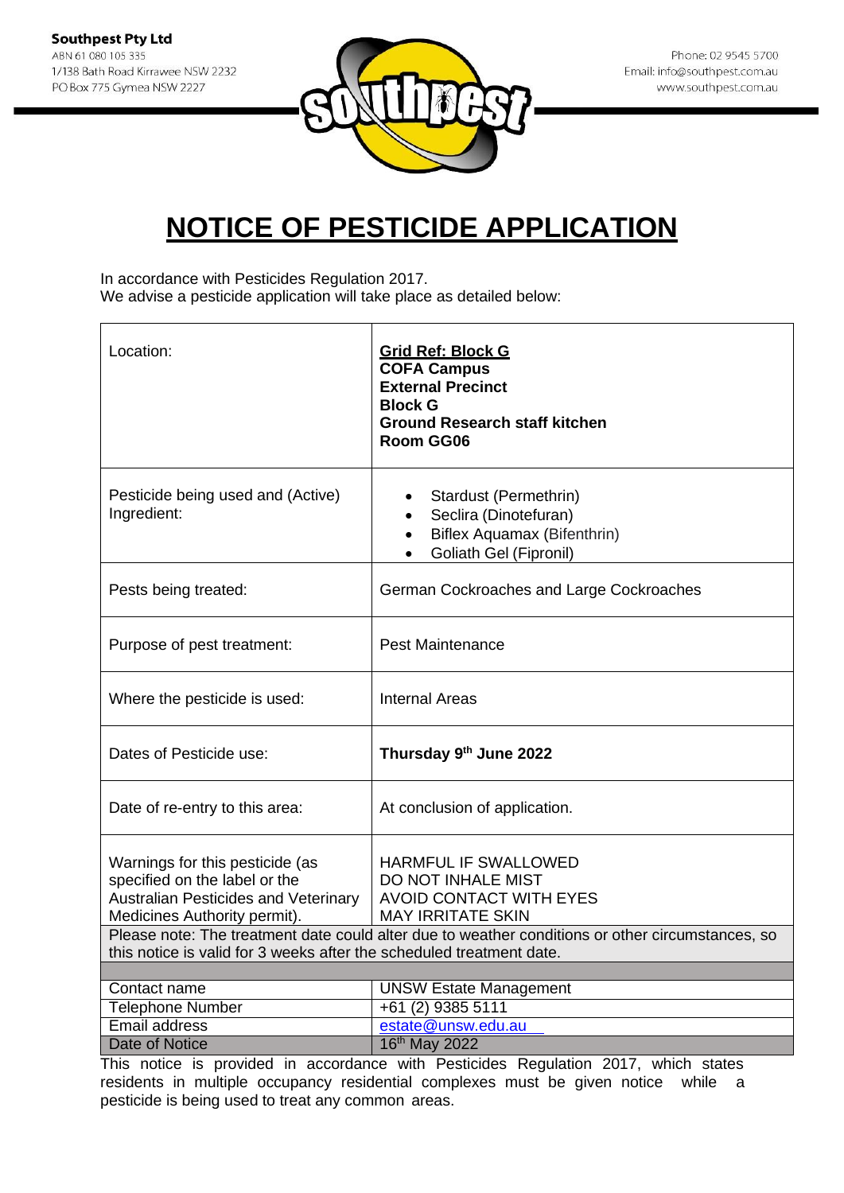**Southpest Pty Ltd**
ABN 61 080 105 335
1/138 Bath Road Kirrawee NSW 2232
PO Box 775 Gymea NSW 2227

Phone: 02 9545 5700
Email: info@southpest.com.au
www.southpest.com.au

# NOTICE OF PESTICIDE APPLICATION

In accordance with Pesticides Regulation 2017.
We advise a pesticide application will take place as detailed below:

| | |
|---|---|
| Location: | **Grid Ref: Block G**<br>**COFA Campus**<br>**External Precinct**<br>**Block G**<br>**Ground Research staff kitchen**<br>**Room GG06** |
| Pesticide being used and (Active) Ingredient: | • Stardust (Permethrin)<br>• Seclira (Dinotefuran)<br>• Biflex Aquamax (Bifenthrin)<br>• Goliath Gel (Fipronil) |
| Pests being treated: | German Cockroaches and Large Cockroaches |
| Purpose of pest treatment: | Pest Maintenance |
| Where the pesticide is used: | Internal Areas |
| Dates of Pesticide use: | **Thursday 9th June 2022** |
| Date of re-entry to this area: | At conclusion of application. |
| Warnings for this pesticide (as specified on the label or the Australian Pesticides and Veterinary Medicines Authority permit). | HARMFUL IF SWALLOWED<br>DO NOT INHALE MIST<br>AVOID CONTACT WITH EYES<br>MAY IRRITATE SKIN |

Please note: The treatment date could alter due to weather conditions or other circumstances, so this notice is valid for 3 weeks after the scheduled treatment date.

| | |
|---|---|
| Contact name | UNSW Estate Management |
| Telephone Number | +61 (2) 9385 5111 |
| Email address | estate@unsw.edu.au |
| Date of Notice | 16th May 2022 |

This notice is provided in accordance with Pesticides Regulation 2017, which states residents in multiple occupancy residential complexes must be given notice while a pesticide is being used to treat any common areas.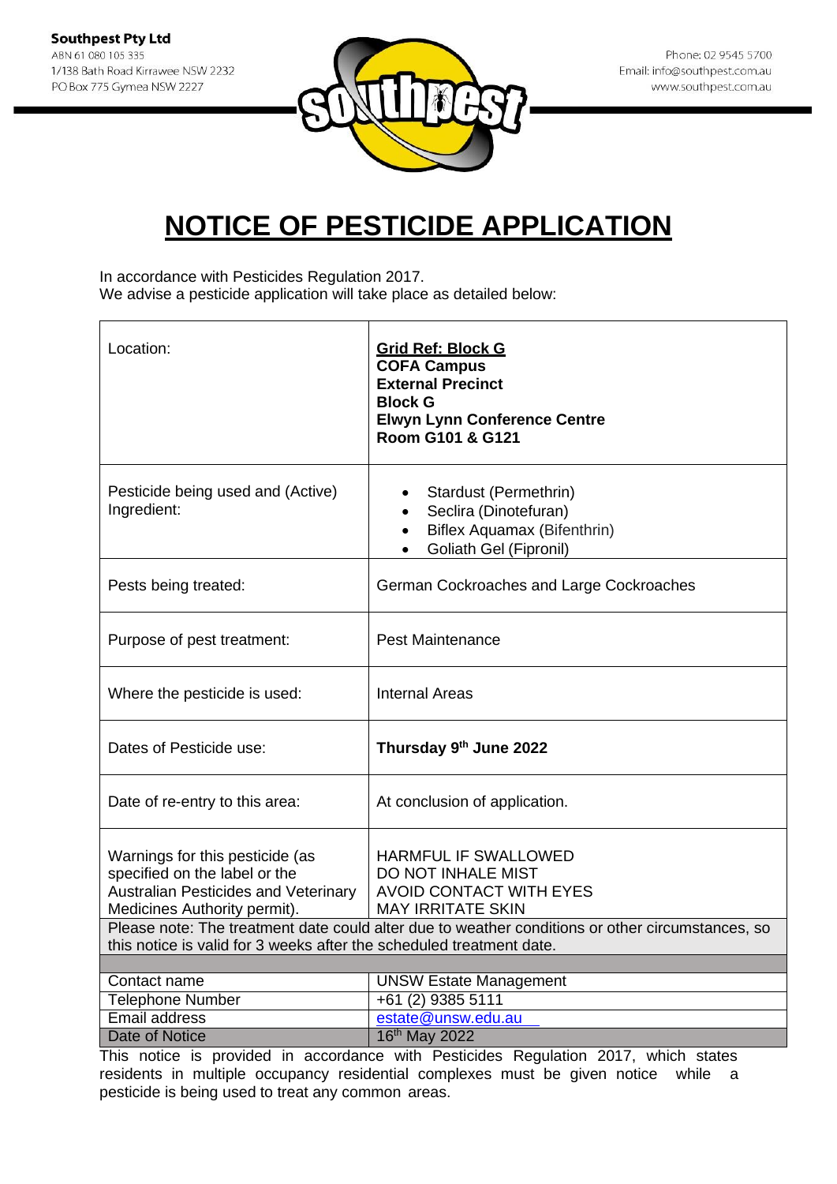**Southpest Pty Ltd**
ABN 61 080 105 335
1/138 Bath Road Kirrawee NSW 2232
PO Box 775 Gymea NSW 2227

Phone: 02 9545 5700
Email: info@southpest.com.au
www.southpest.com.au

# NOTICE OF PESTICIDE APPLICATION

In accordance with Pesticides Regulation 2017.
We advise a pesticide application will take place as detailed below:

| | |
|---|---|
| Location: | **Grid Ref: Block G**<br>**COFA Campus**<br>**External Precinct**<br>**Block G**<br>**Elwyn Lynn Conference Centre**<br>**Room G101 & G121** |
| Pesticide being used and (Active) Ingredient: | • Stardust (Permethrin)<br>• Seclira (Dinotefuran)<br>• Biflex Aquamax (Bifenthrin)<br>• Goliath Gel (Fipronil) |
| Pests being treated: | German Cockroaches and Large Cockroaches |
| Purpose of pest treatment: | Pest Maintenance |
| Where the pesticide is used: | Internal Areas |
| Dates of Pesticide use: | **Thursday 9th June 2022** |
| Date of re-entry to this area: | At conclusion of application. |
| Warnings for this pesticide (as specified on the label or the Australian Pesticides and Veterinary Medicines Authority permit). | HARMFUL IF SWALLOWED<br>DO NOT INHALE MIST<br>AVOID CONTACT WITH EYES<br>MAY IRRITATE SKIN |

Please note: The treatment date could alter due to weather conditions or other circumstances, so this notice is valid for 3 weeks after the scheduled treatment date.

| | |
|---|---|
| Contact name | UNSW Estate Management |
| Telephone Number | +61 (2) 9385 5111 |
| Email address | estate@unsw.edu.au |
| Date of Notice | 16th May 2022 |

This notice is provided in accordance with Pesticides Regulation 2017, which states residents in multiple occupancy residential complexes must be given notice while a pesticide is being used to treat any common areas.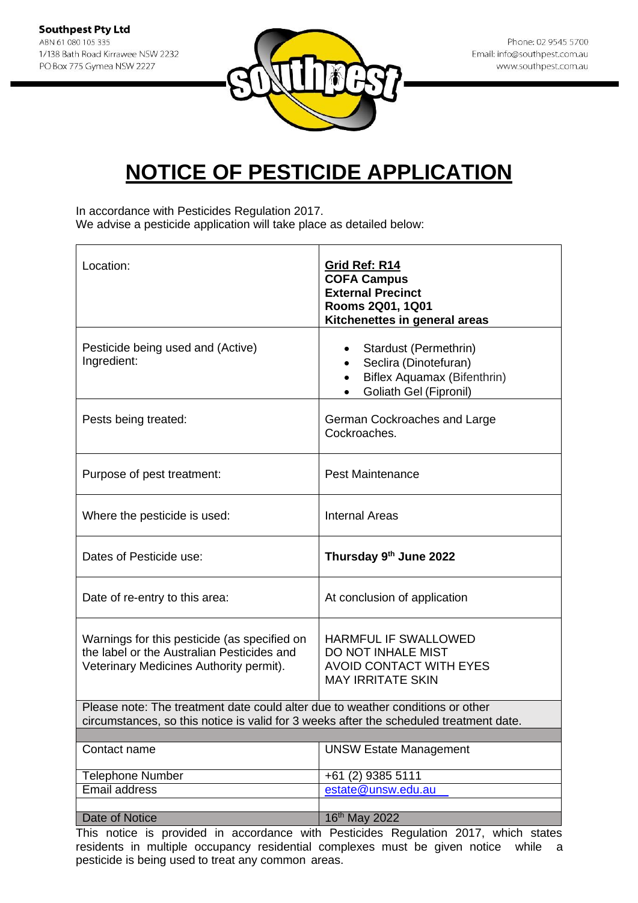**Southpest Pty Ltd**
ABN 61 080 105 335
1/138 Bath Road Kirrawee NSW 2232
PO Box 775 Gymea NSW 2227

Phone: 02 9545 5700
Email: info@southpest.com.au
www.southpest.com.au

# NOTICE OF PESTICIDE APPLICATION

In accordance with Pesticides Regulation 2017.
We advise a pesticide application will take place as detailed below:

| | |
|---|---|
| Location: | **Grid Ref: R14**<br>**COFA Campus**<br>**External Precinct**<br>**Rooms 2Q01, 1Q01**<br>**Kitchenettes in general areas** |
| Pesticide being used and (Active) Ingredient: | • Stardust (Permethrin)<br>• Seclira (Dinotefuran)<br>• Biflex Aquamax (Bifenthrin)<br>• Goliath Gel (Fipronil) |
| Pests being treated: | German Cockroaches and Large Cockroaches. |
| Purpose of pest treatment: | Pest Maintenance |
| Where the pesticide is used: | Internal Areas |
| Dates of Pesticide use: | **Thursday 9th June 2022** |
| Date of re-entry to this area: | At conclusion of application |
| Warnings for this pesticide (as specified on the label or the Australian Pesticides and Veterinary Medicines Authority permit). | HARMFUL IF SWALLOWED<br>DO NOT INHALE MIST<br>AVOID CONTACT WITH EYES<br>MAY IRRITATE SKIN |
| Please note: The treatment date could alter due to weather conditions or other circumstances, so this notice is valid for 3 weeks after the scheduled treatment date. | |
| | |
| Contact name | UNSW Estate Management |
| Telephone Number | +61 (2) 9385 5111 |
| Email address | estate@unsw.edu.au |
| | |
| Date of Notice | 16th May 2022 |

This notice is provided in accordance with Pesticides Regulation 2017, which states residents in multiple occupancy residential complexes must be given notice while a pesticide is being used to treat any common areas.